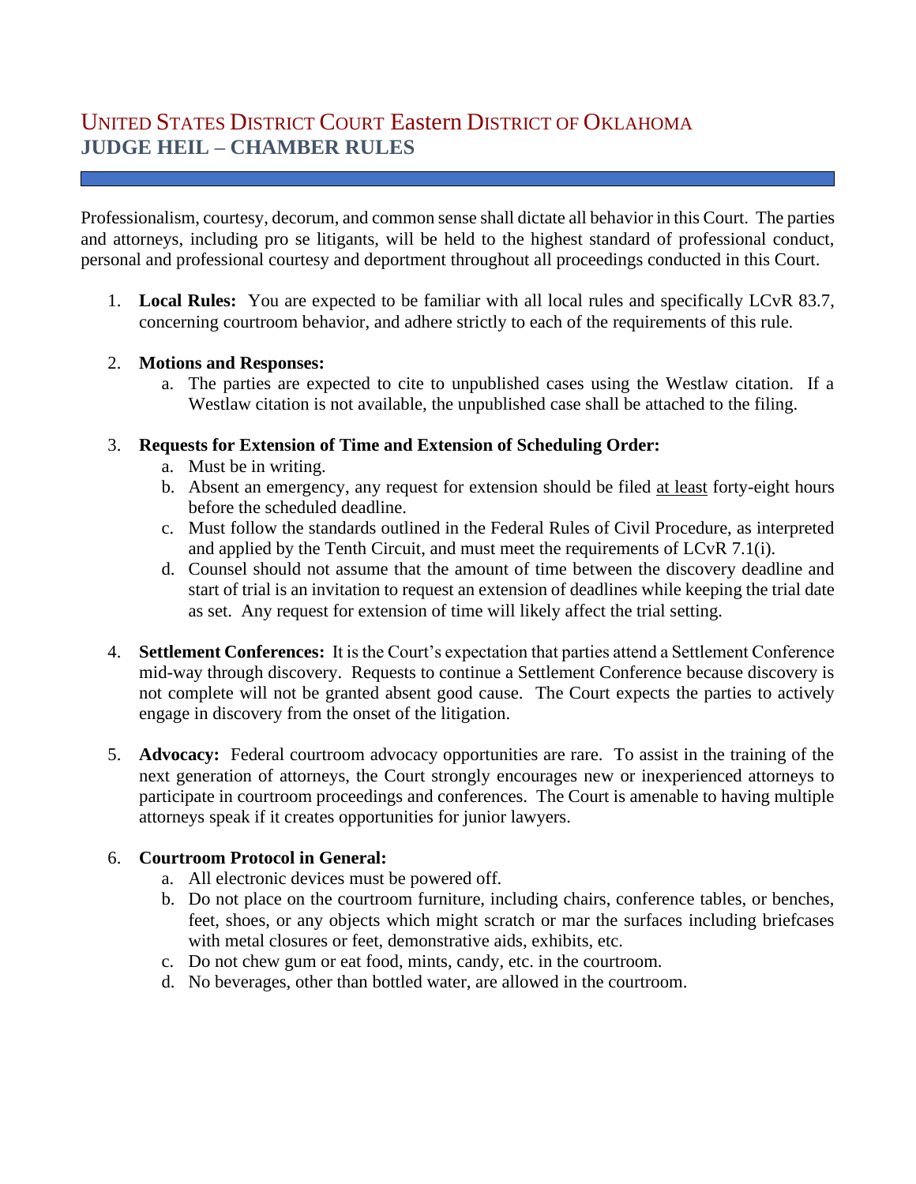# United States District Court Eastern District of Oklahoma
## JUDGE HEIL – CHAMBER RULES

Professionalism, courtesy, decorum, and common sense shall dictate all behavior in this Court. The parties and attorneys, including pro se litigants, will be held to the highest standard of professional conduct, personal and professional courtesy and deportment throughout all proceedings conducted in this Court.

1. **Local Rules:** You are expected to be familiar with all local rules and specifically LCvR 83.7, concerning courtroom behavior, and adhere strictly to each of the requirements of this rule.

2. **Motions and Responses:**
   a. The parties are expected to cite to unpublished cases using the Westlaw citation. If a Westlaw citation is not available, the unpublished case shall be attached to the filing.

3. **Requests for Extension of Time and Extension of Scheduling Order:**
   a. Must be in writing.
   b. Absent an emergency, any request for extension should be filed at least forty-eight hours before the scheduled deadline.
   c. Must follow the standards outlined in the Federal Rules of Civil Procedure, as interpreted and applied by the Tenth Circuit, and must meet the requirements of LCvR 7.1(i).
   d. Counsel should not assume that the amount of time between the discovery deadline and start of trial is an invitation to request an extension of deadlines while keeping the trial date as set. Any request for extension of time will likely affect the trial setting.

4. **Settlement Conferences:** It is the Court's expectation that parties attend a Settlement Conference mid-way through discovery. Requests to continue a Settlement Conference because discovery is not complete will not be granted absent good cause. The Court expects the parties to actively engage in discovery from the onset of the litigation.

5. **Advocacy:** Federal courtroom advocacy opportunities are rare. To assist in the training of the next generation of attorneys, the Court strongly encourages new or inexperienced attorneys to participate in courtroom proceedings and conferences. The Court is amenable to having multiple attorneys speak if it creates opportunities for junior lawyers.

6. **Courtroom Protocol in General:**
   a. All electronic devices must be powered off.
   b. Do not place on the courtroom furniture, including chairs, conference tables, or benches, feet, shoes, or any objects which might scratch or mar the surfaces including briefcases with metal closures or feet, demonstrative aids, exhibits, etc.
   c. Do not chew gum or eat food, mints, candy, etc. in the courtroom.
   d. No beverages, other than bottled water, are allowed in the courtroom.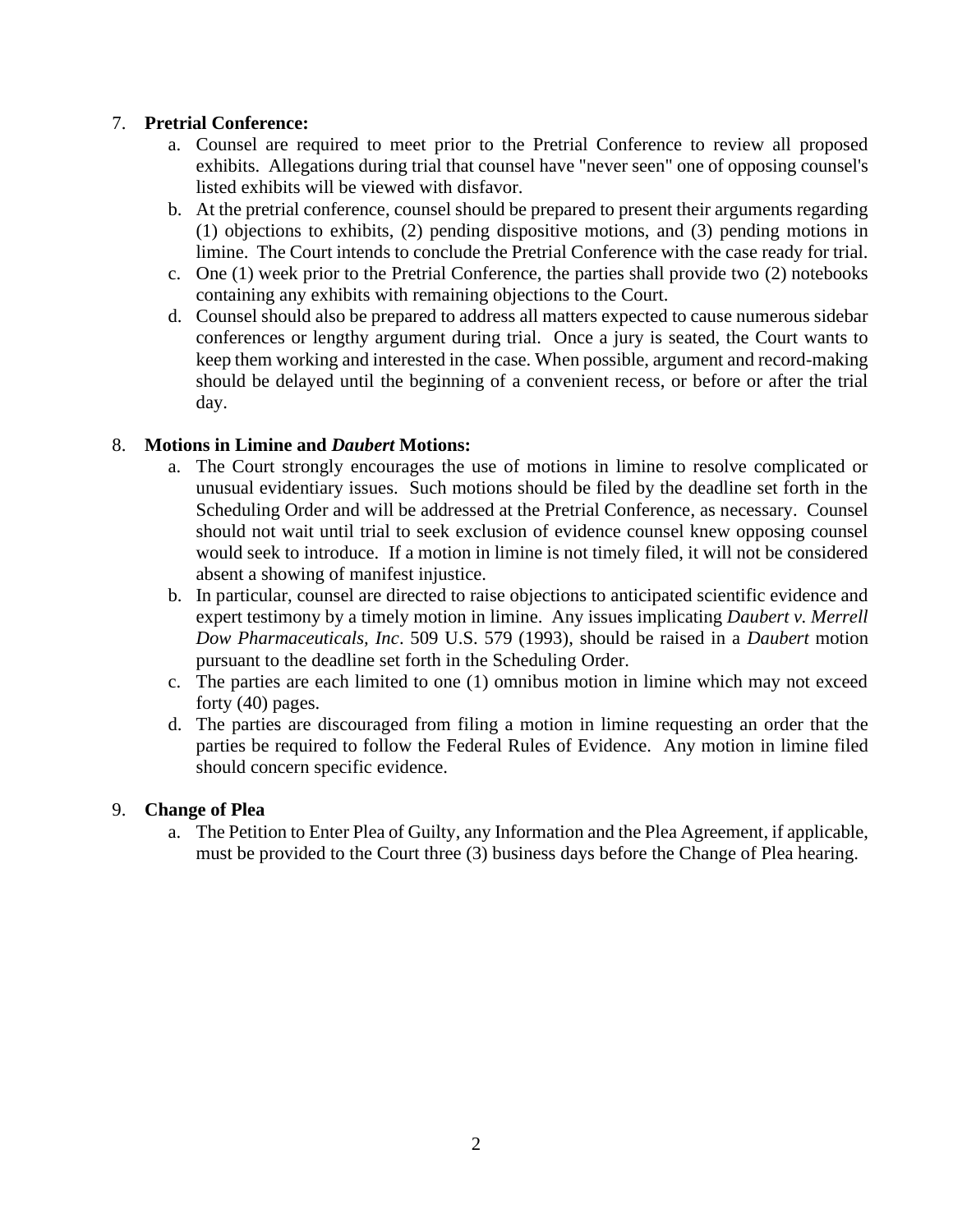7. **Pretrial Conference:**
    a. Counsel are required to meet prior to the Pretrial Conference to review all proposed exhibits. Allegations during trial that counsel have "never seen" one of opposing counsel's listed exhibits will be viewed with disfavor.
    b. At the pretrial conference, counsel should be prepared to present their arguments regarding (1) objections to exhibits, (2) pending dispositive motions, and (3) pending motions in limine. The Court intends to conclude the Pretrial Conference with the case ready for trial.
    c. One (1) week prior to the Pretrial Conference, the parties shall provide two (2) notebooks containing any exhibits with remaining objections to the Court.
    d. Counsel should also be prepared to address all matters expected to cause numerous sidebar conferences or lengthy argument during trial. Once a jury is seated, the Court wants to keep them working and interested in the case. When possible, argument and record-making should be delayed until the beginning of a convenient recess, or before or after the trial day.

8. **Motions in Limine and *Daubert* Motions:**
    a. The Court strongly encourages the use of motions in limine to resolve complicated or unusual evidentiary issues. Such motions should be filed by the deadline set forth in the Scheduling Order and will be addressed at the Pretrial Conference, as necessary. Counsel should not wait until trial to seek exclusion of evidence counsel knew opposing counsel would seek to introduce. If a motion in limine is not timely filed, it will not be considered absent a showing of manifest injustice.
    b. In particular, counsel are directed to raise objections to anticipated scientific evidence and expert testimony by a timely motion in limine. Any issues implicating *Daubert v. Merrell Dow Pharmaceuticals, Inc*. 509 U.S. 579 (1993), should be raised in a *Daubert* motion pursuant to the deadline set forth in the Scheduling Order.
    c. The parties are each limited to one (1) omnibus motion in limine which may not exceed forty (40) pages.
    d. The parties are discouraged from filing a motion in limine requesting an order that the parties be required to follow the Federal Rules of Evidence. Any motion in limine filed should concern specific evidence.

9. **Change of Plea**
    a. The Petition to Enter Plea of Guilty, any Information and the Plea Agreement, if applicable, must be provided to the Court three (3) business days before the Change of Plea hearing.